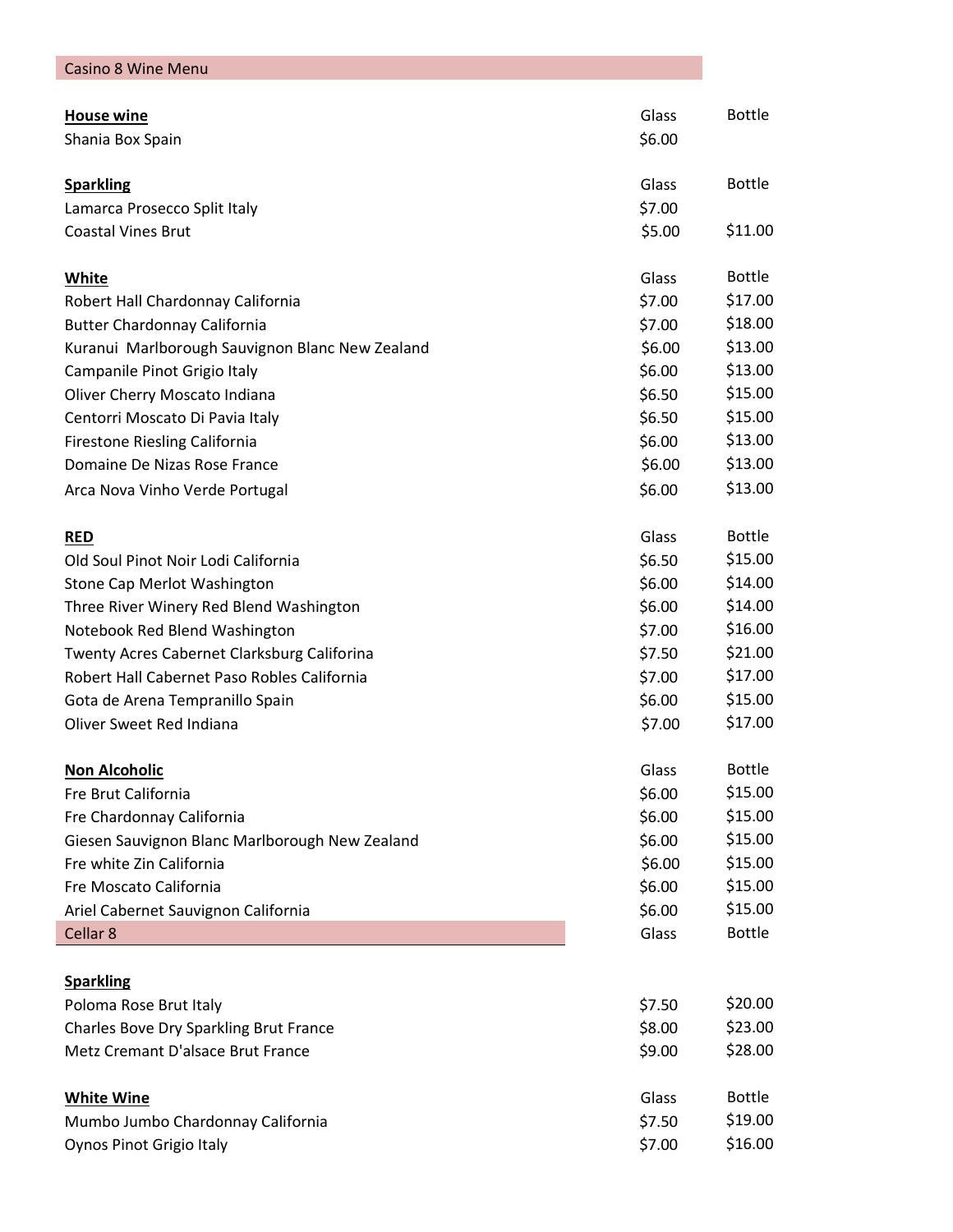# Casino 8 Wine Menu

| House wine | Glass | Bottle |
|---|---|---|
| Shania Box Spain | $6.00 | |

| Sparkling | Glass | Bottle |
|---|---|---|
| Lamarca Prosecco Split Italy | $7.00 | |
| Coastal Vines Brut | $5.00 | $11.00 |

| White | Glass | Bottle |
|---|---|---|
| Robert Hall Chardonnay California | $7.00 | $17.00 |
| Butter Chardonnay California | $7.00 | $18.00 |
| Kuranui Marlborough Sauvignon Blanc New Zealand | $6.00 | $13.00 |
| Campanile Pinot Grigio Italy | $6.00 | $13.00 |
| Oliver Cherry Moscato Indiana | $6.50 | $15.00 |
| Centorri Moscato Di Pavia Italy | $6.50 | $15.00 |
| Firestone Riesling California | $6.00 | $13.00 |
| Domaine De Nizas Rose France | $6.00 | $13.00 |
| Arca Nova Vinho Verde Portugal | $6.00 | $13.00 |

| RED | Glass | Bottle |
|---|---|---|
| Old Soul Pinot Noir Lodi California | $6.50 | $15.00 |
| Stone Cap Merlot Washington | $6.00 | $14.00 |
| Three River Winery Red Blend Washington | $6.00 | $14.00 |
| Notebook Red Blend Washington | $7.00 | $16.00 |
| Twenty Acres Cabernet Clarksburg Califorina | $7.50 | $21.00 |
| Robert Hall Cabernet Paso Robles California | $7.00 | $17.00 |
| Gota de Arena Tempranillo Spain | $6.00 | $15.00 |
| Oliver Sweet Red Indiana | $7.00 | $17.00 |

| Non Alcoholic | Glass | Bottle |
|---|---|---|
| Fre Brut California | $6.00 | $15.00 |
| Fre Chardonnay California | $6.00 | $15.00 |
| Giesen Sauvignon Blanc Marlborough New Zealand | $6.00 | $15.00 |
| Fre white Zin California | $6.00 | $15.00 |
| Fre Moscato California | $6.00 | $15.00 |
| Ariel Cabernet Sauvignon California | $6.00 | $15.00 |

## Cellar 8

| Sparkling | Glass | Bottle |
|---|---|---|
| Poloma Rose Brut Italy | $7.50 | $20.00 |
| Charles Bove Dry Sparkling Brut France | $8.00 | $23.00 |
| Metz Cremant D'alsace Brut France | $9.00 | $28.00 |

| White Wine | Glass | Bottle |
|---|---|---|
| Mumbo Jumbo Chardonnay California | $7.50 | $19.00 |
| Oynos Pinot Grigio Italy | $7.00 | $16.00 |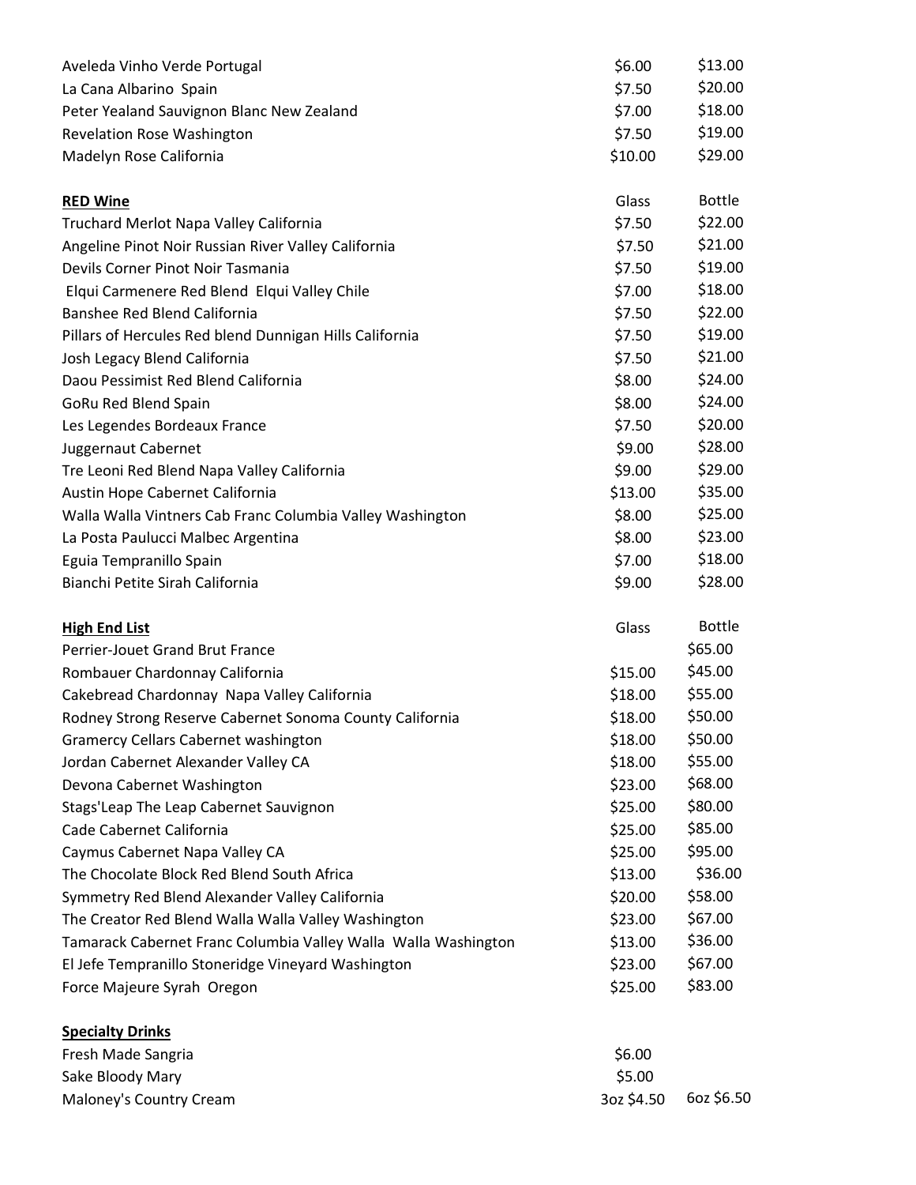| | | |
|---|---|---|
| Aveleda Vinho Verde Portugal | $6.00 | $13.00 |
| La Cana Albarino Spain | $7.50 | $20.00 |
| Peter Yealand Sauvignon Blanc New Zealand | $7.00 | $18.00 |
| Revelation Rose Washington | $7.50 | $19.00 |
| Madelyn Rose California | $10.00 | $29.00 |

| **RED Wine** | Glass | Bottle |
|---|---|---|
| Truchard Merlot Napa Valley California | $7.50 | $22.00 |
| Angeline Pinot Noir Russian River Valley California | $7.50 | $21.00 |
| Devils Corner Pinot Noir Tasmania | $7.50 | $19.00 |
| Elqui Carmenere Red Blend Elqui Valley Chile | $7.00 | $18.00 |
| Banshee Red Blend California | $7.50 | $22.00 |
| Pillars of Hercules Red blend Dunnigan Hills California | $7.50 | $19.00 |
| Josh Legacy Blend California | $7.50 | $21.00 |
| Daou Pessimist Red Blend California | $8.00 | $24.00 |
| GoRu Red Blend Spain | $8.00 | $24.00 |
| Les Legendes Bordeaux France | $7.50 | $20.00 |
| Juggernaut Cabernet | $9.00 | $28.00 |
| Tre Leoni Red Blend Napa Valley California | $9.00 | $29.00 |
| Austin Hope Cabernet California | $13.00 | $35.00 |
| Walla Walla Vintners Cab Franc Columbia Valley Washington | $8.00 | $25.00 |
| La Posta Paulucci Malbec Argentina | $8.00 | $23.00 |
| Eguia Tempranillo Spain | $7.00 | $18.00 |
| Bianchi Petite Sirah California | $9.00 | $28.00 |

| **High End List** | Glass | Bottle |
|---|---|---|
| Perrier-Jouet Grand Brut France | | $65.00 |
| Rombauer Chardonnay California | $15.00 | $45.00 |
| Cakebread Chardonnay Napa Valley California | $18.00 | $55.00 |
| Rodney Strong Reserve Cabernet Sonoma County California | $18.00 | $50.00 |
| Gramercy Cellars Cabernet washington | $18.00 | $50.00 |
| Jordan Cabernet Alexander Valley CA | $18.00 | $55.00 |
| Devona Cabernet Washington | $23.00 | $68.00 |
| Stags'Leap The Leap Cabernet Sauvignon | $25.00 | $80.00 |
| Cade Cabernet California | $25.00 | $85.00 |
| Caymus Cabernet Napa Valley CA | $25.00 | $95.00 |
| The Chocolate Block Red Blend South Africa | $13.00 | $36.00 |
| Symmetry Red Blend Alexander Valley California | $20.00 | $58.00 |
| The Creator Red Blend Walla Walla Valley Washington | $23.00 | $67.00 |
| Tamarack Cabernet Franc Columbia Valley Walla Walla Washington | $13.00 | $36.00 |
| El Jefe Tempranillo Stoneridge Vineyard Washington | $23.00 | $67.00 |
| Force Majeure Syrah Oregon | $25.00 | $83.00 |

| **Specialty Drinks** | | |
|---|---|---|
| Fresh Made Sangria | $6.00 | |
| Sake Bloody Mary | $5.00 | |
| Maloney's Country Cream | 3oz $4.50 | 6oz $6.50 |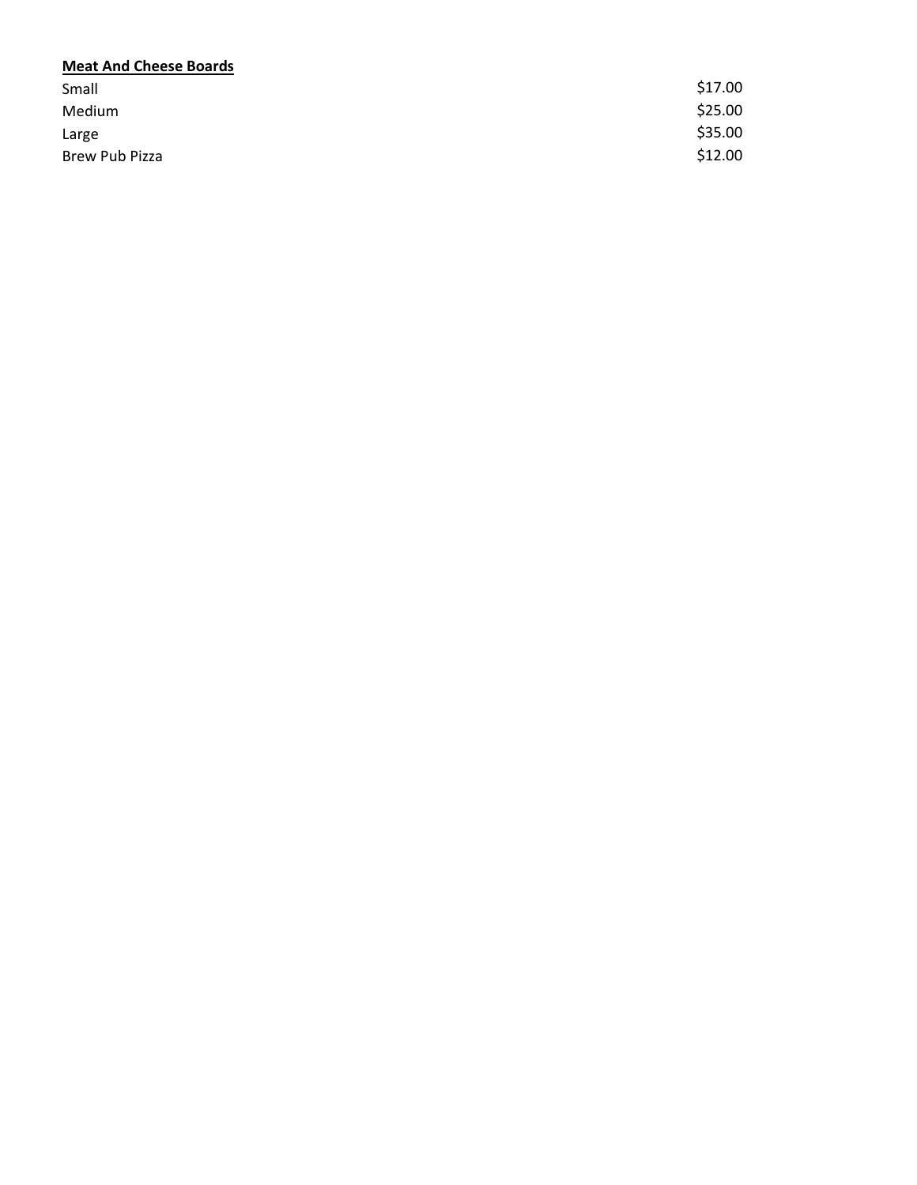**Meat And Cheese Boards**

| | |
|---|---|
| Small | $17.00 |
| Medium | $25.00 |
| Large | $35.00 |
| Brew Pub Pizza | $12.00 |